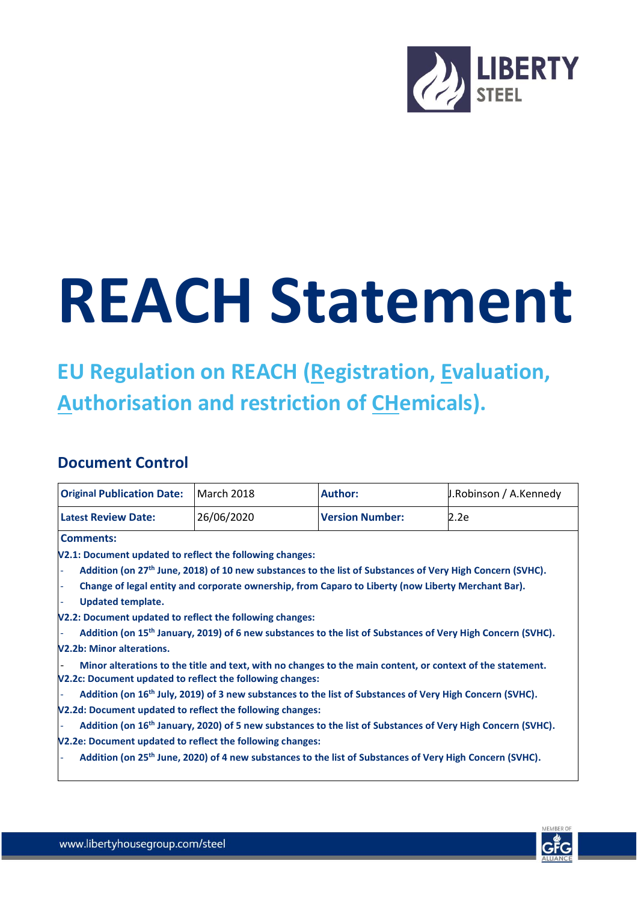# REACH Statement

## EU Regulation on REACH (Registration, Evaluation, Authorisation and restriction of CHemicals).

### Document Control

| Original Publication Date: | March 2018 | Author: | J.Robinson / A.Kennedy |
|---|---|---|---|
| Latest Review Date: | 26/06/2020 | Version Number: | 2.2e |

**Comments:**

**V2.1: Document updated to reflect the following changes:**

- **Addition (on 27th June, 2018) of 10 new substances to the list of Substances of Very High Concern (SVHC).**
- **Change of legal entity and corporate ownership, from Caparo to Liberty (now Liberty Merchant Bar).**
- **Updated template.**

**V2.2: Document updated to reflect the following changes:**

- **Addition (on 15th January, 2019) of 6 new substances to the list of Substances of Very High Concern (SVHC).**

**V2.2b: Minor alterations.**

- **Minor alterations to the title and text, with no changes to the main content, or context of the statement.**

**V2.2c: Document updated to reflect the following changes:**

- **Addition (on 16th July, 2019) of 3 new substances to the list of Substances of Very High Concern (SVHC).**

**V2.2d: Document updated to reflect the following changes:**

- **Addition (on 16th January, 2020) of 5 new substances to the list of Substances of Very High Concern (SVHC).**

**V2.2e: Document updated to reflect the following changes:**

- **Addition (on 25th June, 2020) of 4 new substances to the list of Substances of Very High Concern (SVHC).**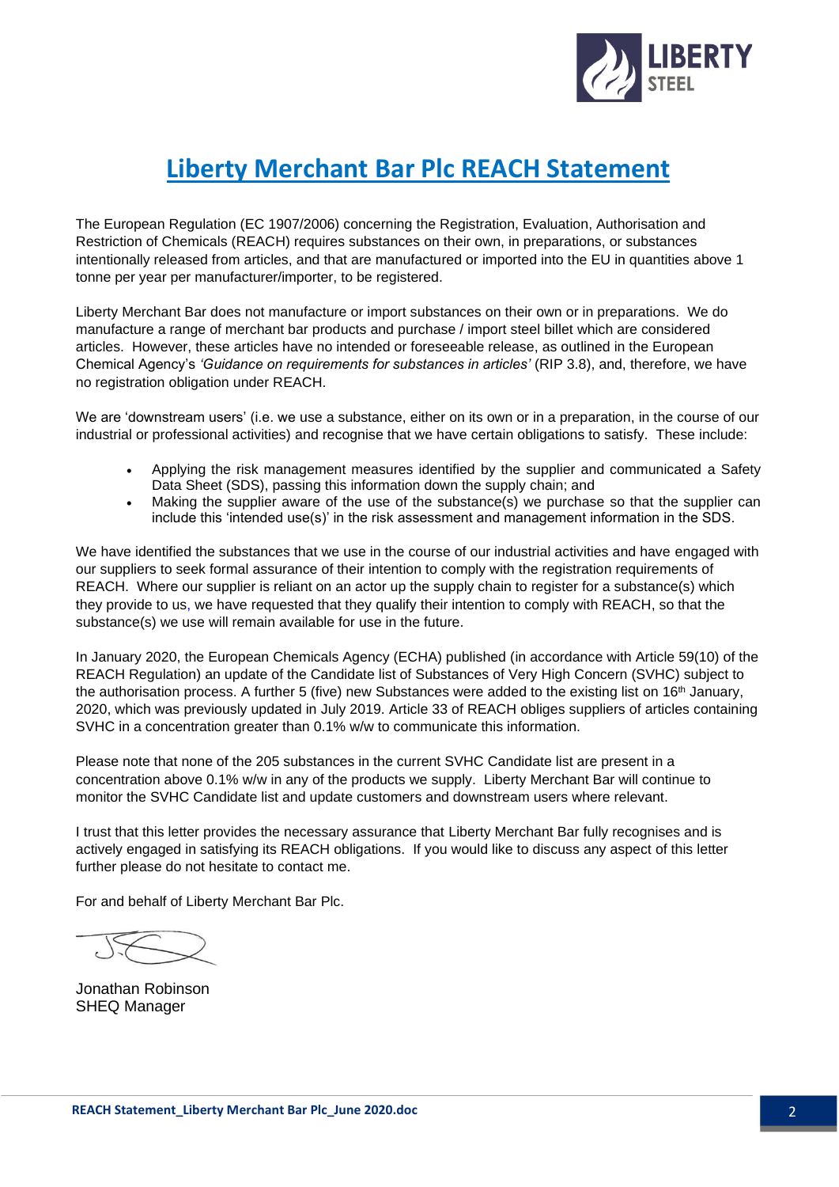# Liberty Merchant Bar Plc REACH Statement

The European Regulation (EC 1907/2006) concerning the Registration, Evaluation, Authorisation and Restriction of Chemicals (REACH) requires substances on their own, in preparations, or substances intentionally released from articles, and that are manufactured or imported into the EU in quantities above 1 tonne per year per manufacturer/importer, to be registered.

Liberty Merchant Bar does not manufacture or import substances on their own or in preparations. We do manufacture a range of merchant bar products and purchase / import steel billet which are considered articles. However, these articles have no intended or foreseeable release, as outlined in the European Chemical Agency's *'Guidance on requirements for substances in articles'* (RIP 3.8), and, therefore, we have no registration obligation under REACH.

We are 'downstream users' (i.e. we use a substance, either on its own or in a preparation, in the course of our industrial or professional activities) and recognise that we have certain obligations to satisfy. These include:

- Applying the risk management measures identified by the supplier and communicated a Safety Data Sheet (SDS), passing this information down the supply chain; and
- Making the supplier aware of the use of the substance(s) we purchase so that the supplier can include this 'intended use(s)' in the risk assessment and management information in the SDS.

We have identified the substances that we use in the course of our industrial activities and have engaged with our suppliers to seek formal assurance of their intention to comply with the registration requirements of REACH. Where our supplier is reliant on an actor up the supply chain to register for a substance(s) which they provide to us, we have requested that they qualify their intention to comply with REACH, so that the substance(s) we use will remain available for use in the future.

In January 2020, the European Chemicals Agency (ECHA) published (in accordance with Article 59(10) of the REACH Regulation) an update of the Candidate list of Substances of Very High Concern (SVHC) subject to the authorisation process. A further 5 (five) new Substances were added to the existing list on 16th January, 2020, which was previously updated in July 2019. Article 33 of REACH obliges suppliers of articles containing SVHC in a concentration greater than 0.1% w/w to communicate this information.

Please note that none of the 205 substances in the current SVHC Candidate list are present in a concentration above 0.1% w/w in any of the products we supply. Liberty Merchant Bar will continue to monitor the SVHC Candidate list and update customers and downstream users where relevant.

I trust that this letter provides the necessary assurance that Liberty Merchant Bar fully recognises and is actively engaged in satisfying its REACH obligations. If you would like to discuss any aspect of this letter further please do not hesitate to contact me.

For and behalf of Liberty Merchant Bar Plc.

Jonathan Robinson
SHEQ Manager